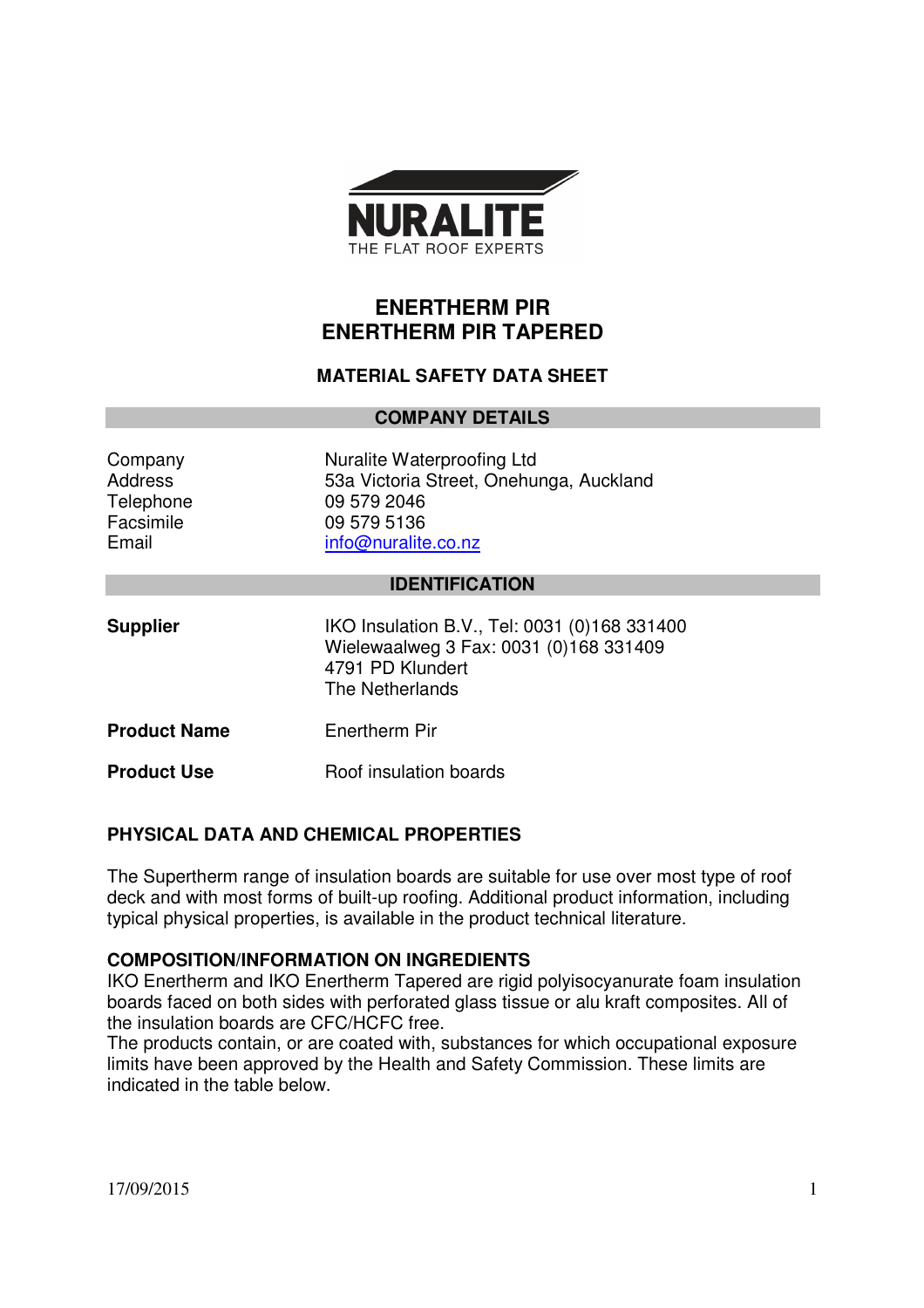NURALITE
THE FLAT ROOF EXPERTS

# ENERTHERM PIR
# ENERTHERM PIR TAPERED

## MATERIAL SAFETY DATA SHEET

## COMPANY DETAILS

| | |
|---|---|
| Company | Nuralite Waterproofing Ltd |
| Address | 53a Victoria Street, Onehunga, Auckland |
| Telephone | 09 579 2046 |
| Facsimile | 09 579 5136 |
| Email | info@nuralite.co.nz |

## IDENTIFICATION

**Supplier** IKO Insulation B.V., Tel: 0031 (0)168 331400
Wielewaalweg 3 Fax: 0031 (0)168 331409
4791 PD Klundert
The Netherlands

**Product Name** Enertherm Pir

**Product Use** Roof insulation boards

## PHYSICAL DATA AND CHEMICAL PROPERTIES

The Supertherm range of insulation boards are suitable for use over most type of roof deck and with most forms of built-up roofing. Additional product information, including typical physical properties, is available in the product technical literature.

## COMPOSITION/INFORMATION ON INGREDIENTS

IKO Enertherm and IKO Enertherm Tapered are rigid polyisocyanurate foam insulation boards faced on both sides with perforated glass tissue or alu kraft composites. All of the insulation boards are CFC/HCFC free.
The products contain, or are coated with, substances for which occupational exposure limits have been approved by the Health and Safety Commission. These limits are indicated in the table below.

17/09/2015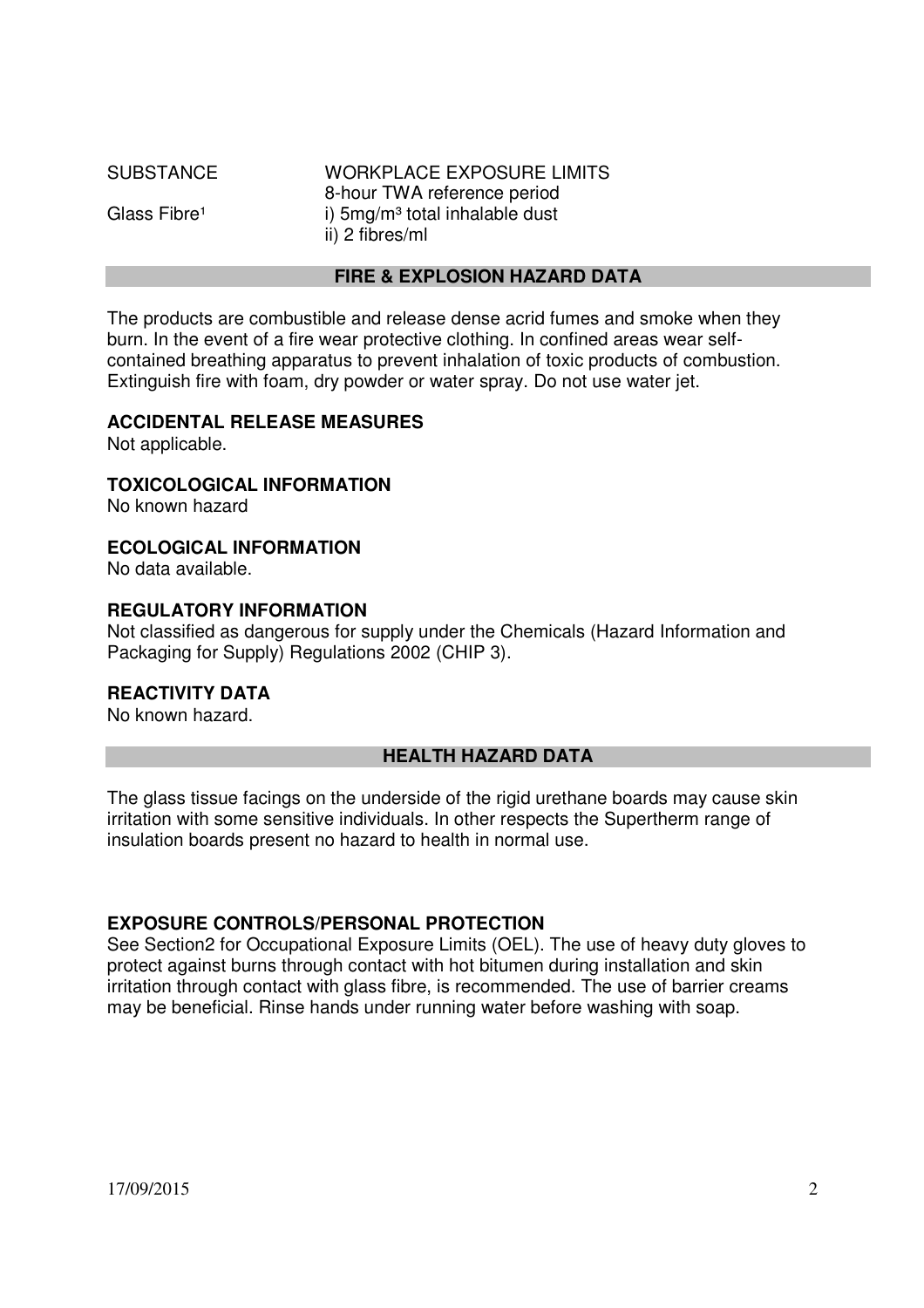| SUBSTANCE | WORKPLACE EXPOSURE LIMITS |
| --- | --- |
| | 8-hour TWA reference period |
| Glass Fibre[1] | i) 5mg/m³ total inhalable dust |
| | ii) 2 fibres/ml |

## FIRE & EXPLOSION HAZARD DATA

The products are combustible and release dense acrid fumes and smoke when they burn. In the event of a fire wear protective clothing. In confined areas wear self-contained breathing apparatus to prevent inhalation of toxic products of combustion. Extinguish fire with foam, dry powder or water spray. Do not use water jet.

**ACCIDENTAL RELEASE MEASURES**

Not applicable.

**TOXICOLOGICAL INFORMATION**

No known hazard

**ECOLOGICAL INFORMATION**

No data available.

**REGULATORY INFORMATION**

Not classified as dangerous for supply under the Chemicals (Hazard Information and Packaging for Supply) Regulations 2002 (CHIP 3).

**REACTIVITY DATA**

No known hazard.

## HEALTH HAZARD DATA

The glass tissue facings on the underside of the rigid urethane boards may cause skin irritation with some sensitive individuals. In other respects the Supertherm range of insulation boards present no hazard to health in normal use.

**EXPOSURE CONTROLS/PERSONAL PROTECTION**

See Section2 for Occupational Exposure Limits (OEL). The use of heavy duty gloves to protect against burns through contact with hot bitumen during installation and skin irritation through contact with glass fibre, is recommended. The use of barrier creams may be beneficial. Rinse hands under running water before washing with soap.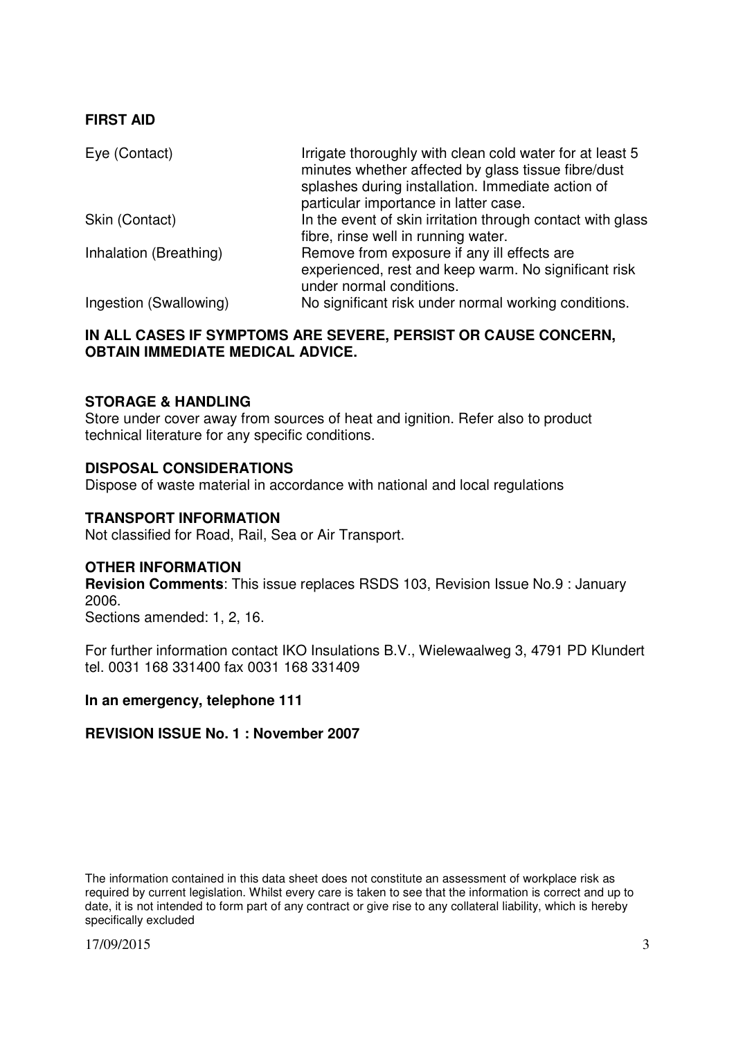## FIRST AID

| | |
|---|---|
| Eye (Contact) | Irrigate thoroughly with clean cold water for at least 5 minutes whether affected by glass tissue fibre/dust splashes during installation. Immediate action of particular importance in latter case. |
| Skin (Contact) | In the event of skin irritation through contact with glass fibre, rinse well in running water. |
| Inhalation (Breathing) | Remove from exposure if any ill effects are experienced, rest and keep warm. No significant risk under normal conditions. |
| Ingestion (Swallowing) | No significant risk under normal working conditions. |

**IN ALL CASES IF SYMPTOMS ARE SEVERE, PERSIST OR CAUSE CONCERN, OBTAIN IMMEDIATE MEDICAL ADVICE.**

## STORAGE & HANDLING

Store under cover away from sources of heat and ignition. Refer also to product technical literature for any specific conditions.

## DISPOSAL CONSIDERATIONS

Dispose of waste material in accordance with national and local regulations

## TRANSPORT INFORMATION

Not classified for Road, Rail, Sea or Air Transport.

## OTHER INFORMATION

**Revision Comments**: This issue replaces RSDS 103, Revision Issue No.9 : January 2006.
Sections amended: 1, 2, 16.

For further information contact IKO Insulations B.V., Wielewaalweg 3, 4791 PD Klundert tel. 0031 168 331400 fax 0031 168 331409

**In an emergency, telephone 111**

**REVISION ISSUE No. 1 : November 2007**

The information contained in this data sheet does not constitute an assessment of workplace risk as required by current legislation. Whilst every care is taken to see that the information is correct and up to date, it is not intended to form part of any contract or give rise to any collateral liability, which is hereby specifically excluded

17/09/2015